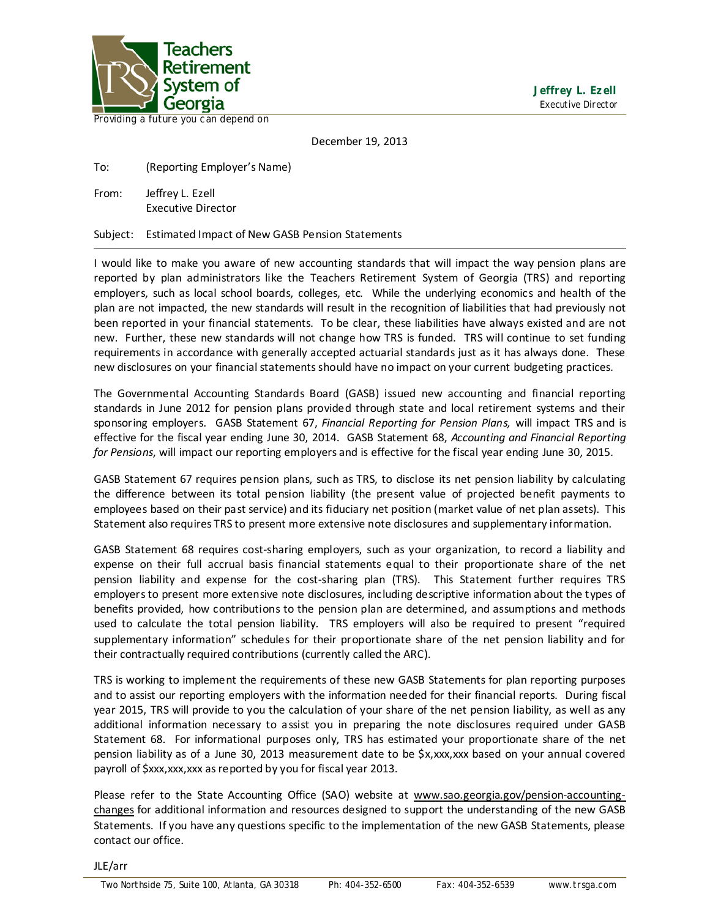**Teachers Retirement System of Georgia**

Providing a future you can depend on

**Jeffrey L. Ezell**
Executive Director

December 19, 2013

To: (Reporting Employer's Name)

From: Jeffrey L. Ezell
Executive Director

Subject: Estimated Impact of New GASB Pension Statements

---

I would like to make you aware of new accounting standards that will impact the way pension plans are reported by plan administrators like the Teachers Retirement System of Georgia (TRS) and reporting employers, such as local school boards, colleges, etc. While the underlying economics and health of the plan are not impacted, the new standards will result in the recognition of liabilities that had previously not been reported in your financial statements. To be clear, these liabilities have always existed and are not new. Further, these new standards will not change how TRS is funded. TRS will continue to set funding requirements in accordance with generally accepted actuarial standards just as it has always done. These new disclosures on your financial statements should have no impact on your current budgeting practices.

The Governmental Accounting Standards Board (GASB) issued new accounting and financial reporting standards in June 2012 for pension plans provided through state and local retirement systems and their sponsoring employers. GASB Statement 67, *Financial Reporting for Pension Plans,* will impact TRS and is effective for the fiscal year ending June 30, 2014. GASB Statement 68, *Accounting and Financial Reporting for Pensions*, will impact our reporting employers and is effective for the fiscal year ending June 30, 2015.

GASB Statement 67 requires pension plans, such as TRS, to disclose its net pension liability by calculating the difference between its total pension liability (the present value of projected benefit payments to employees based on their past service) and its fiduciary net position (market value of net plan assets). This Statement also requires TRS to present more extensive note disclosures and supplementary information.

GASB Statement 68 requires cost-sharing employers, such as your organization, to record a liability and expense on their full accrual basis financial statements equal to their proportionate share of the net pension liability and expense for the cost-sharing plan (TRS). This Statement further requires TRS employers to present more extensive note disclosures, including descriptive information about the types of benefits provided, how contributions to the pension plan are determined, and assumptions and methods used to calculate the total pension liability. TRS employers will also be required to present "required supplementary information" schedules for their proportionate share of the net pension liability and for their contractually required contributions (currently called the ARC).

TRS is working to implement the requirements of these new GASB Statements for plan reporting purposes and to assist our reporting employers with the information needed for their financial reports. During fiscal year 2015, TRS will provide to you the calculation of your share of the net pension liability, as well as any additional information necessary to assist you in preparing the note disclosures required under GASB Statement 68. For informational purposes only, TRS has estimated your proportionate share of the net pension liability as of a June 30, 2013 measurement date to be $x,xxx,xxx based on your annual covered payroll of $xxx,xxx,xxx as reported by you for fiscal year 2013.

Please refer to the State Accounting Office (SAO) website at www.sao.georgia.gov/pension-accounting-changes for additional information and resources designed to support the understanding of the new GASB Statements. If you have any questions specific to the implementation of the new GASB Statements, please contact our office.

JLE/arr

Two Northside 75, Suite 100, Atlanta, GA 30318 Ph: 404-352-6500 Fax: 404-352-6539 www.trsga.com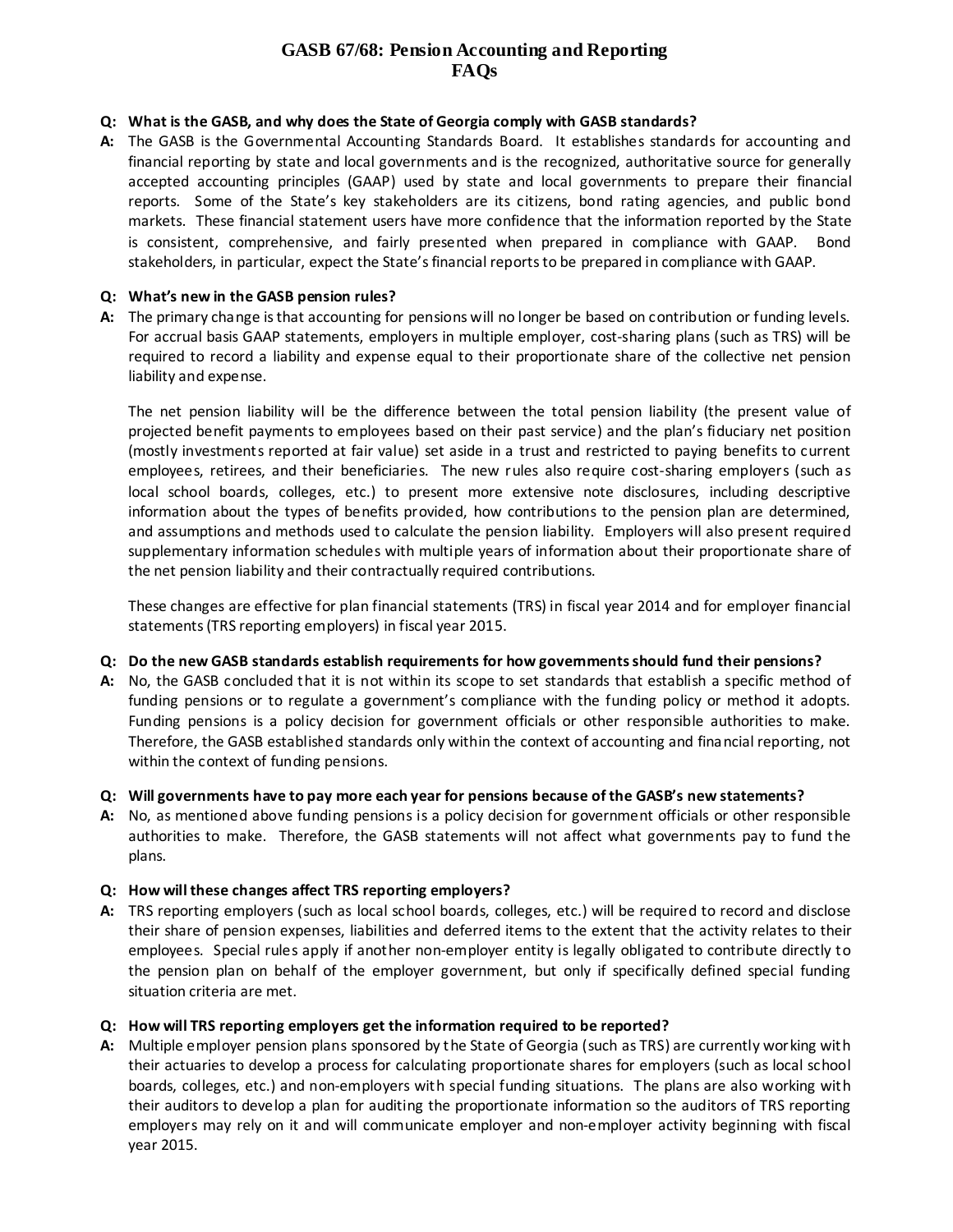# GASB 67/68: Pension Accounting and Reporting FAQs

**Q: What is the GASB, and why does the State of Georgia comply with GASB standards?**

**A:** The GASB is the Governmental Accounting Standards Board. It establishes standards for accounting and financial reporting by state and local governments and is the recognized, authoritative source for generally accepted accounting principles (GAAP) used by state and local governments to prepare their financial reports. Some of the State's key stakeholders are its citizens, bond rating agencies, and public bond markets. These financial statement users have more confidence that the information reported by the State is consistent, comprehensive, and fairly presented when prepared in compliance with GAAP. Bond stakeholders, in particular, expect the State's financial reports to be prepared in compliance with GAAP.

**Q: What's new in the GASB pension rules?**

**A:** The primary change is that accounting for pensions will no longer be based on contribution or funding levels. For accrual basis GAAP statements, employers in multiple employer, cost-sharing plans (such as TRS) will be required to record a liability and expense equal to their proportionate share of the collective net pension liability and expense.

The net pension liability will be the difference between the total pension liability (the present value of projected benefit payments to employees based on their past service) and the plan's fiduciary net position (mostly investments reported at fair value) set aside in a trust and restricted to paying benefits to current employees, retirees, and their beneficiaries. The new rules also require cost-sharing employers (such as local school boards, colleges, etc.) to present more extensive note disclosures, including descriptive information about the types of benefits provided, how contributions to the pension plan are determined, and assumptions and methods used to calculate the pension liability. Employers will also present required supplementary information schedules with multiple years of information about their proportionate share of the net pension liability and their contractually required contributions.

These changes are effective for plan financial statements (TRS) in fiscal year 2014 and for employer financial statements (TRS reporting employers) in fiscal year 2015.

**Q: Do the new GASB standards establish requirements for how governments should fund their pensions?**

**A:** No, the GASB concluded that it is not within its scope to set standards that establish a specific method of funding pensions or to regulate a government's compliance with the funding policy or method it adopts. Funding pensions is a policy decision for government officials or other responsible authorities to make. Therefore, the GASB established standards only within the context of accounting and financial reporting, not within the context of funding pensions.

**Q: Will governments have to pay more each year for pensions because of the GASB's new statements?**

**A:** No, as mentioned above funding pensions is a policy decision for government officials or other responsible authorities to make. Therefore, the GASB statements will not affect what governments pay to fund the plans.

**Q: How will these changes affect TRS reporting employers?**

**A:** TRS reporting employers (such as local school boards, colleges, etc.) will be required to record and disclose their share of pension expenses, liabilities and deferred items to the extent that the activity relates to their employees. Special rules apply if another non-employer entity is legally obligated to contribute directly to the pension plan on behalf of the employer government, but only if specifically defined special funding situation criteria are met.

**Q: How will TRS reporting employers get the information required to be reported?**

**A:** Multiple employer pension plans sponsored by the State of Georgia (such as TRS) are currently working with their actuaries to develop a process for calculating proportionate shares for employers (such as local school boards, colleges, etc.) and non-employers with special funding situations. The plans are also working with their auditors to develop a plan for auditing the proportionate information so the auditors of TRS reporting employers may rely on it and will communicate employer and non-employer activity beginning with fiscal year 2015.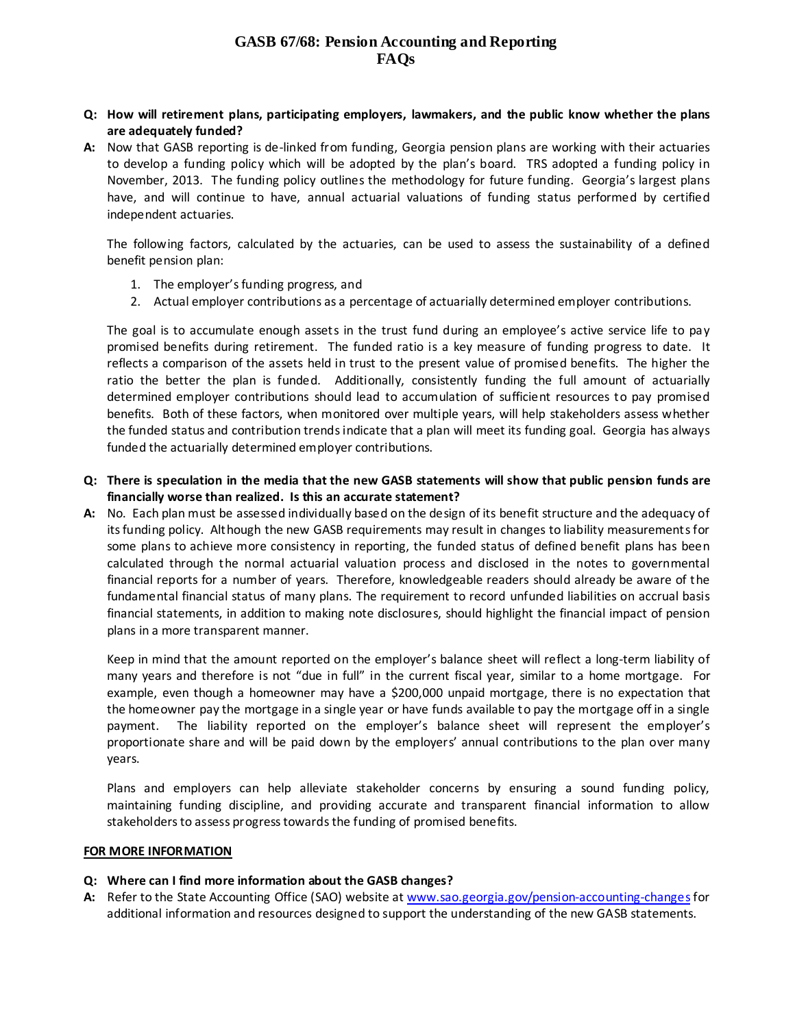# GASB 67/68: Pension Accounting and Reporting FAQs

**Q: How will retirement plans, participating employers, lawmakers, and the public know whether the plans are adequately funded?**

**A:** Now that GASB reporting is de-linked from funding, Georgia pension plans are working with their actuaries to develop a funding policy which will be adopted by the plan's board. TRS adopted a funding policy in November, 2013. The funding policy outlines the methodology for future funding. Georgia's largest plans have, and will continue to have, annual actuarial valuations of funding status performed by certified independent actuaries.

The following factors, calculated by the actuaries, can be used to assess the sustainability of a defined benefit pension plan:

1. The employer's funding progress, and
2. Actual employer contributions as a percentage of actuarially determined employer contributions.

The goal is to accumulate enough assets in the trust fund during an employee's active service life to pay promised benefits during retirement. The funded ratio is a key measure of funding progress to date. It reflects a comparison of the assets held in trust to the present value of promised benefits. The higher the ratio the better the plan is funded. Additionally, consistently funding the full amount of actuarially determined employer contributions should lead to accumulation of sufficient resources to pay promised benefits. Both of these factors, when monitored over multiple years, will help stakeholders assess whether the funded status and contribution trends indicate that a plan will meet its funding goal. Georgia has always funded the actuarially determined employer contributions.

**Q: There is speculation in the media that the new GASB statements will show that public pension funds are financially worse than realized. Is this an accurate statement?**

**A:** No. Each plan must be assessed individually based on the design of its benefit structure and the adequacy of its funding policy. Although the new GASB requirements may result in changes to liability measurements for some plans to achieve more consistency in reporting, the funded status of defined benefit plans has been calculated through the normal actuarial valuation process and disclosed in the notes to governmental financial reports for a number of years. Therefore, knowledgeable readers should already be aware of the fundamental financial status of many plans. The requirement to record unfunded liabilities on accrual basis financial statements, in addition to making note disclosures, should highlight the financial impact of pension plans in a more transparent manner.

Keep in mind that the amount reported on the employer's balance sheet will reflect a long-term liability of many years and therefore is not "due in full" in the current fiscal year, similar to a home mortgage. For example, even though a homeowner may have a $200,000 unpaid mortgage, there is no expectation that the homeowner pay the mortgage in a single year or have funds available to pay the mortgage off in a single payment. The liability reported on the employer's balance sheet will represent the employer's proportionate share and will be paid down by the employers' annual contributions to the plan over many years.

Plans and employers can help alleviate stakeholder concerns by ensuring a sound funding policy, maintaining funding discipline, and providing accurate and transparent financial information to allow stakeholders to assess progress towards the funding of promised benefits.

**FOR MORE INFORMATION**

**Q: Where can I find more information about the GASB changes?**

**A:** Refer to the State Accounting Office (SAO) website at [www.sao.georgia.gov/pension-accounting-changes](http://www.sao.georgia.gov/pension-accounting-changes) for additional information and resources designed to support the understanding of the new GASB statements.